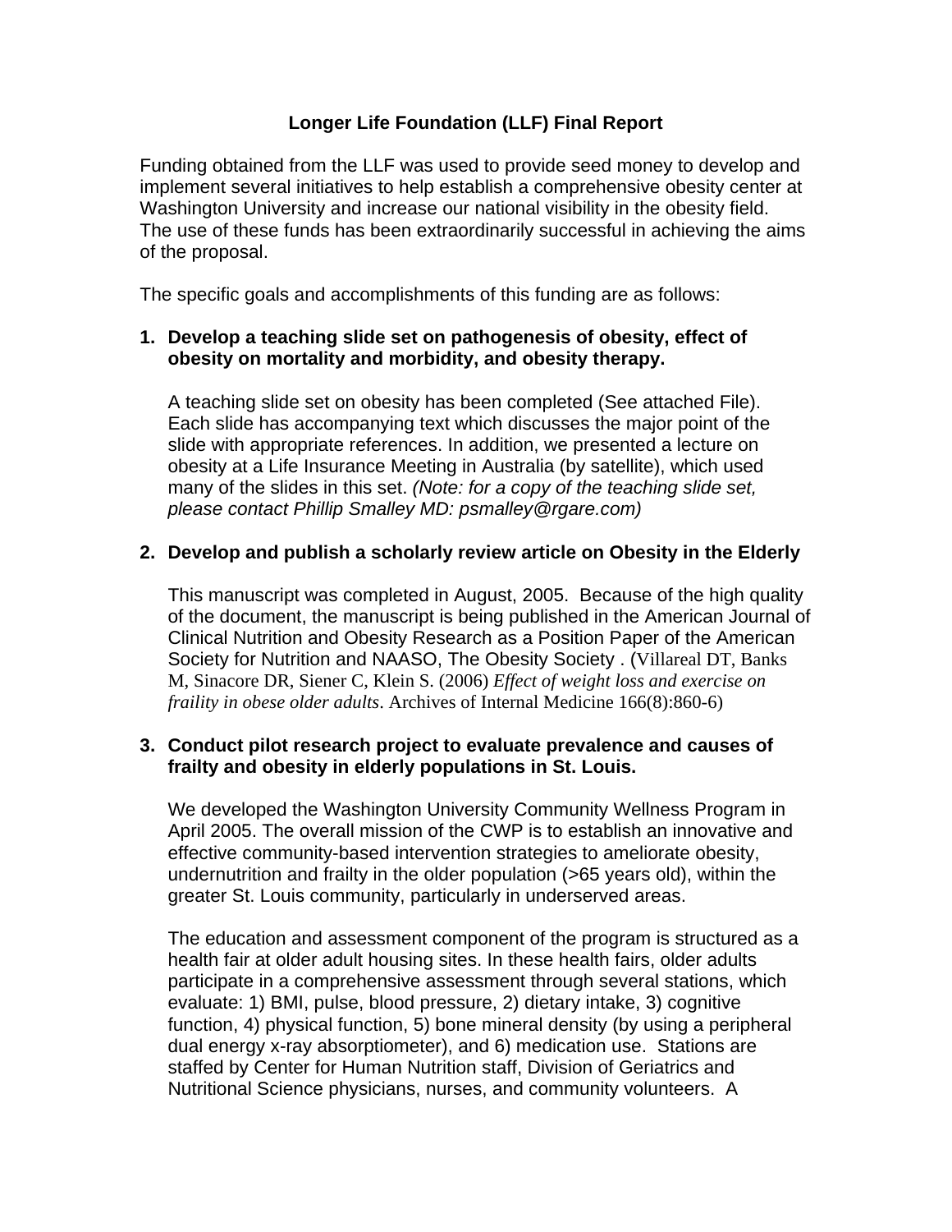# Longer Life Foundation (LLF) Final Report

Funding obtained from the LLF was used to provide seed money to develop and implement several initiatives to help establish a comprehensive obesity center at Washington University and increase our national visibility in the obesity field. The use of these funds has been extraordinarily successful in achieving the aims of the proposal.

The specific goals and accomplishments of this funding are as follows:

1. **Develop a teaching slide set on pathogenesis of obesity, effect of obesity on mortality and morbidity, and obesity therapy.**

   A teaching slide set on obesity has been completed (See attached File). Each slide has accompanying text which discusses the major point of the slide with appropriate references. In addition, we presented a lecture on obesity at a Life Insurance Meeting in Australia (by satellite), which used many of the slides in this set. *(Note: for a copy of the teaching slide set, please contact Phillip Smalley MD: psmalley@rgare.com)*

2. **Develop and publish a scholarly review article on Obesity in the Elderly**

   This manuscript was completed in August, 2005. Because of the high quality of the document, the manuscript is being published in the American Journal of Clinical Nutrition and Obesity Research as a Position Paper of the American Society for Nutrition and NAASO, The Obesity Society . (Villareal DT, Banks M, Sinacore DR, Siener C, Klein S. (2006) *Effect of weight loss and exercise on fraility in obese older adults*. Archives of Internal Medicine 166(8):860-6)

3. **Conduct pilot research project to evaluate prevalence and causes of frailty and obesity in elderly populations in St. Louis.**

   We developed the Washington University Community Wellness Program in April 2005. The overall mission of the CWP is to establish an innovative and effective community-based intervention strategies to ameliorate obesity, undernutrition and frailty in the older population (>65 years old), within the greater St. Louis community, particularly in underserved areas.

   The education and assessment component of the program is structured as a health fair at older adult housing sites. In these health fairs, older adults participate in a comprehensive assessment through several stations, which evaluate: 1) BMI, pulse, blood pressure, 2) dietary intake, 3) cognitive function, 4) physical function, 5) bone mineral density (by using a peripheral dual energy x-ray absorptiometer), and 6) medication use. Stations are staffed by Center for Human Nutrition staff, Division of Geriatrics and Nutritional Science physicians, nurses, and community volunteers. A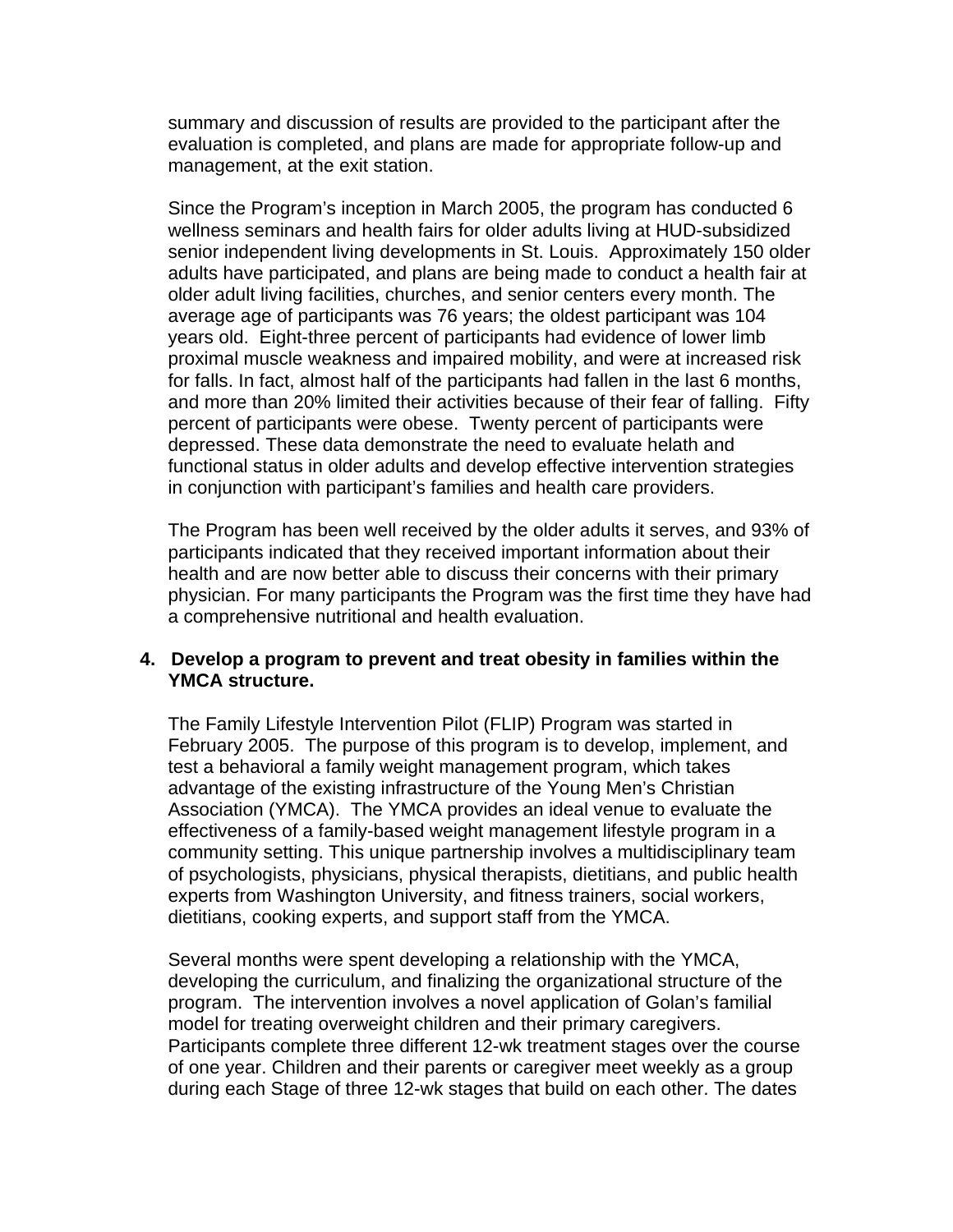summary and discussion of results are provided to the participant after the evaluation is completed, and plans are made for appropriate follow-up and management, at the exit station.

Since the Program's inception in March 2005, the program has conducted 6 wellness seminars and health fairs for older adults living at HUD-subsidized senior independent living developments in St. Louis. Approximately 150 older adults have participated, and plans are being made to conduct a health fair at older adult living facilities, churches, and senior centers every month. The average age of participants was 76 years; the oldest participant was 104 years old. Eight-three percent of participants had evidence of lower limb proximal muscle weakness and impaired mobility, and were at increased risk for falls. In fact, almost half of the participants had fallen in the last 6 months, and more than 20% limited their activities because of their fear of falling. Fifty percent of participants were obese. Twenty percent of participants were depressed. These data demonstrate the need to evaluate helath and functional status in older adults and develop effective intervention strategies in conjunction with participant's families and health care providers.

The Program has been well received by the older adults it serves, and 93% of participants indicated that they received important information about their health and are now better able to discuss their concerns with their primary physician. For many participants the Program was the first time they have had a comprehensive nutritional and health evaluation.

**4. Develop a program to prevent and treat obesity in families within the YMCA structure.**

The Family Lifestyle Intervention Pilot (FLIP) Program was started in February 2005. The purpose of this program is to develop, implement, and test a behavioral a family weight management program, which takes advantage of the existing infrastructure of the Young Men's Christian Association (YMCA). The YMCA provides an ideal venue to evaluate the effectiveness of a family-based weight management lifestyle program in a community setting. This unique partnership involves a multidisciplinary team of psychologists, physicians, physical therapists, dietitians, and public health experts from Washington University, and fitness trainers, social workers, dietitians, cooking experts, and support staff from the YMCA.

Several months were spent developing a relationship with the YMCA, developing the curriculum, and finalizing the organizational structure of the program. The intervention involves a novel application of Golan's familial model for treating overweight children and their primary caregivers. Participants complete three different 12-wk treatment stages over the course of one year. Children and their parents or caregiver meet weekly as a group during each Stage of three 12-wk stages that build on each other. The dates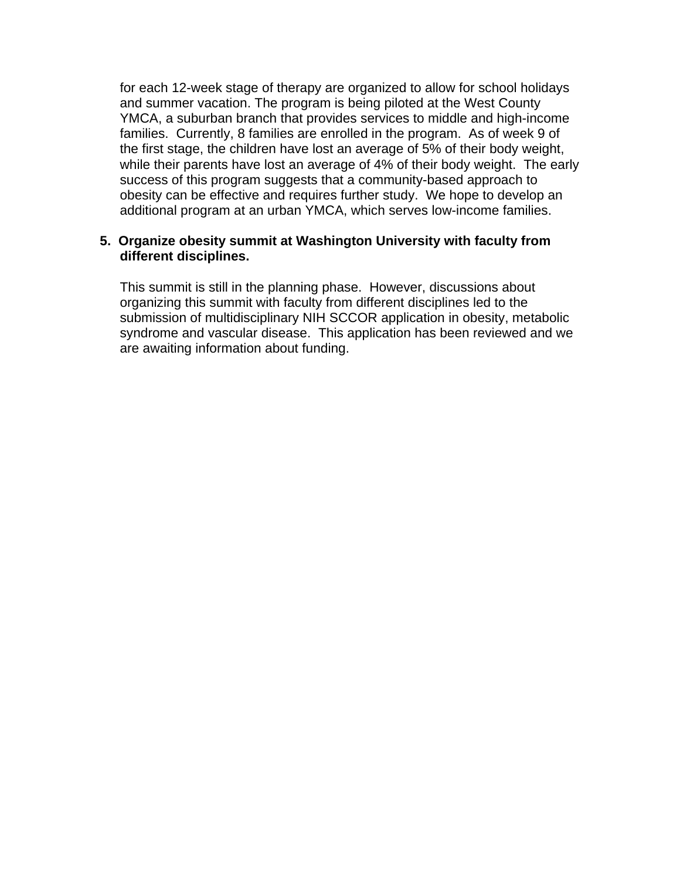for each 12-week stage of therapy are organized to allow for school holidays and summer vacation. The program is being piloted at the West County YMCA, a suburban branch that provides services to middle and high-income families. Currently, 8 families are enrolled in the program. As of week 9 of the first stage, the children have lost an average of 5% of their body weight, while their parents have lost an average of 4% of their body weight. The early success of this program suggests that a community-based approach to obesity can be effective and requires further study. We hope to develop an additional program at an urban YMCA, which serves low-income families.

5. **Organize obesity summit at Washington University with faculty from different disciplines.**

   This summit is still in the planning phase. However, discussions about organizing this summit with faculty from different disciplines led to the submission of multidisciplinary NIH SCCOR application in obesity, metabolic syndrome and vascular disease. This application has been reviewed and we are awaiting information about funding.